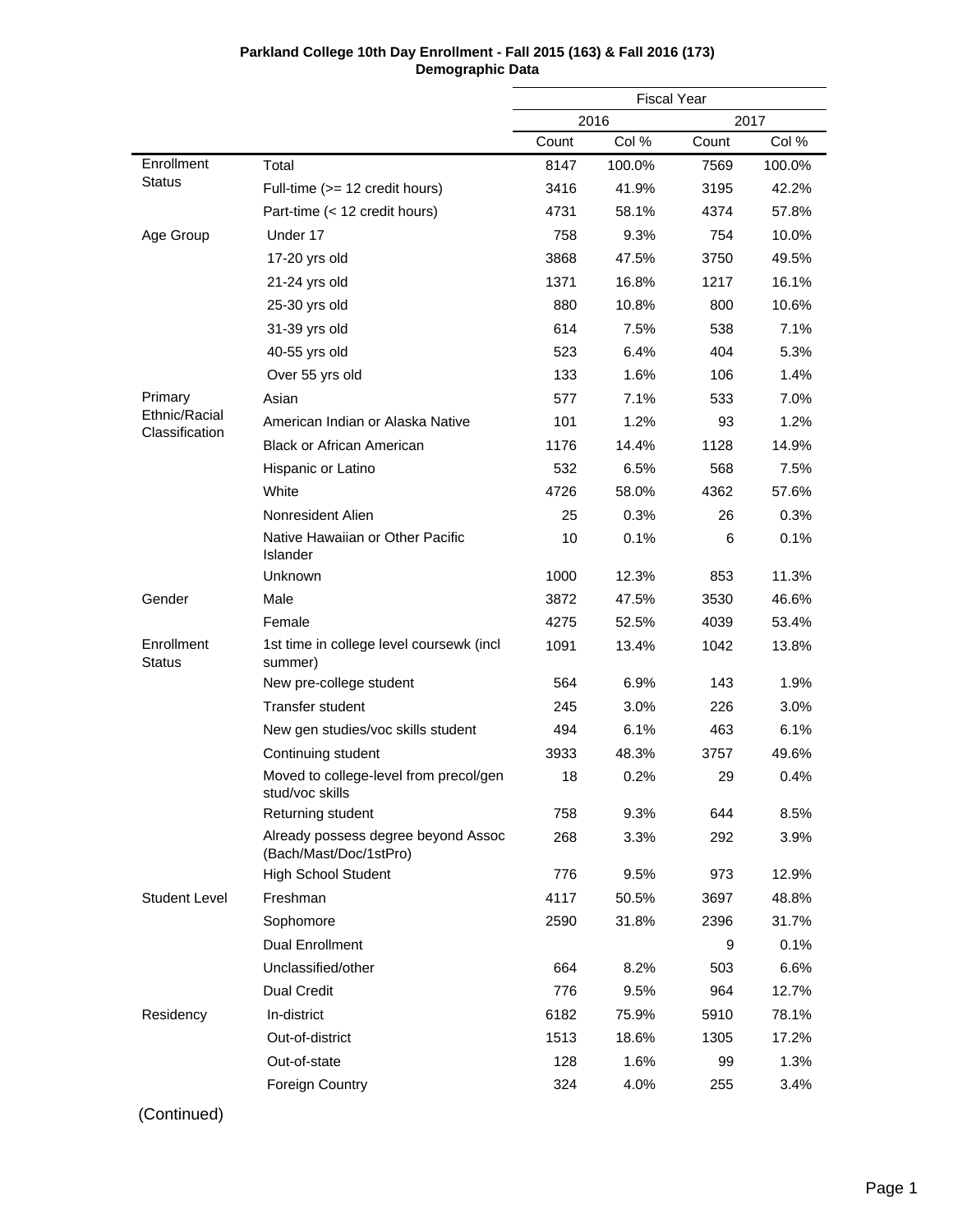**Parkland College 10th Day Enrollment - Fall 2015 (163) & Fall 2016 (173)**
**Demographic Data**

| | | Fiscal Year | | | |
|---|---|---|---|---|---|
| | | 2016 | | 2017 | |
| | | Count | Col % | Count | Col % |
| Enrollment Status | Total | 8147 | 100.0% | 7569 | 100.0% |
| | Full-time (>= 12 credit hours) | 3416 | 41.9% | 3195 | 42.2% |
| | Part-time (< 12 credit hours) | 4731 | 58.1% | 4374 | 57.8% |
| Age Group | Under 17 | 758 | 9.3% | 754 | 10.0% |
| | 17-20 yrs old | 3868 | 47.5% | 3750 | 49.5% |
| | 21-24 yrs old | 1371 | 16.8% | 1217 | 16.1% |
| | 25-30 yrs old | 880 | 10.8% | 800 | 10.6% |
| | 31-39 yrs old | 614 | 7.5% | 538 | 7.1% |
| | 40-55 yrs old | 523 | 6.4% | 404 | 5.3% |
| | Over 55 yrs old | 133 | 1.6% | 106 | 1.4% |
| Primary Ethnic/Racial Classification | Asian | 577 | 7.1% | 533 | 7.0% |
| | American Indian or Alaska Native | 101 | 1.2% | 93 | 1.2% |
| | Black or African American | 1176 | 14.4% | 1128 | 14.9% |
| | Hispanic or Latino | 532 | 6.5% | 568 | 7.5% |
| | White | 4726 | 58.0% | 4362 | 57.6% |
| | Nonresident Alien | 25 | 0.3% | 26 | 0.3% |
| | Native Hawaiian or Other Pacific Islander | 10 | 0.1% | 6 | 0.1% |
| | Unknown | 1000 | 12.3% | 853 | 11.3% |
| Gender | Male | 3872 | 47.5% | 3530 | 46.6% |
| | Female | 4275 | 52.5% | 4039 | 53.4% |
| Enrollment Status | 1st time in college level coursewk (incl summer) | 1091 | 13.4% | 1042 | 13.8% |
| | New pre-college student | 564 | 6.9% | 143 | 1.9% |
| | Transfer student | 245 | 3.0% | 226 | 3.0% |
| | New gen studies/voc skills student | 494 | 6.1% | 463 | 6.1% |
| | Continuing student | 3933 | 48.3% | 3757 | 49.6% |
| | Moved to college-level from precol/gen stud/voc skills | 18 | 0.2% | 29 | 0.4% |
| | Returning student | 758 | 9.3% | 644 | 8.5% |
| | Already possess degree beyond Assoc (Bach/Mast/Doc/1stPro) | 268 | 3.3% | 292 | 3.9% |
| | High School Student | 776 | 9.5% | 973 | 12.9% |
| Student Level | Freshman | 4117 | 50.5% | 3697 | 48.8% |
| | Sophomore | 2590 | 31.8% | 2396 | 31.7% |
| | Dual Enrollment | | | 9 | 0.1% |
| | Unclassified/other | 664 | 8.2% | 503 | 6.6% |
| | Dual Credit | 776 | 9.5% | 964 | 12.7% |
| Residency | In-district | 6182 | 75.9% | 5910 | 78.1% |
| | Out-of-district | 1513 | 18.6% | 1305 | 17.2% |
| | Out-of-state | 128 | 1.6% | 99 | 1.3% |
| | Foreign Country | 324 | 4.0% | 255 | 3.4% |

(Continued)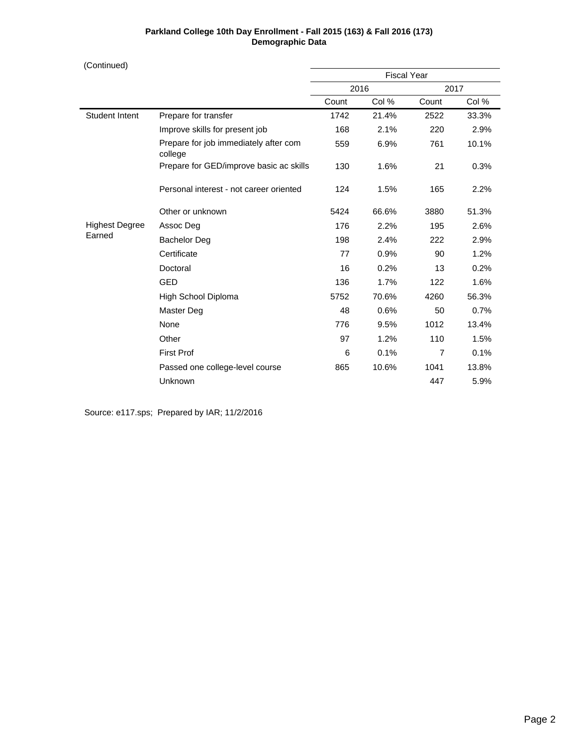**Parkland College 10th Day Enrollment - Fall 2015 (163) & Fall 2016 (173)**
**Demographic Data**

(Continued)

| | | Fiscal Year | | | |
|---|---|---|---|---|---|
| | | 2016 | | 2017 | |
| | | Count | Col % | Count | Col % |
| Student Intent | Prepare for transfer | 1742 | 21.4% | 2522 | 33.3% |
| | Improve skills for present job | 168 | 2.1% | 220 | 2.9% |
| | Prepare for job immediately after com college | 559 | 6.9% | 761 | 10.1% |
| | Prepare for GED/improve basic ac skills | 130 | 1.6% | 21 | 0.3% |
| | Personal interest - not career oriented | 124 | 1.5% | 165 | 2.2% |
| | Other or unknown | 5424 | 66.6% | 3880 | 51.3% |
| Highest Degree Earned | Assoc Deg | 176 | 2.2% | 195 | 2.6% |
| | Bachelor Deg | 198 | 2.4% | 222 | 2.9% |
| | Certificate | 77 | 0.9% | 90 | 1.2% |
| | Doctoral | 16 | 0.2% | 13 | 0.2% |
| | GED | 136 | 1.7% | 122 | 1.6% |
| | High School Diploma | 5752 | 70.6% | 4260 | 56.3% |
| | Master Deg | 48 | 0.6% | 50 | 0.7% |
| | None | 776 | 9.5% | 1012 | 13.4% |
| | Other | 97 | 1.2% | 110 | 1.5% |
| | First Prof | 6 | 0.1% | 7 | 0.1% |
| | Passed one college-level course | 865 | 10.6% | 1041 | 13.8% |
| | Unknown | | | 447 | 5.9% |

Source: e117.sps; Prepared by IAR; 11/2/2016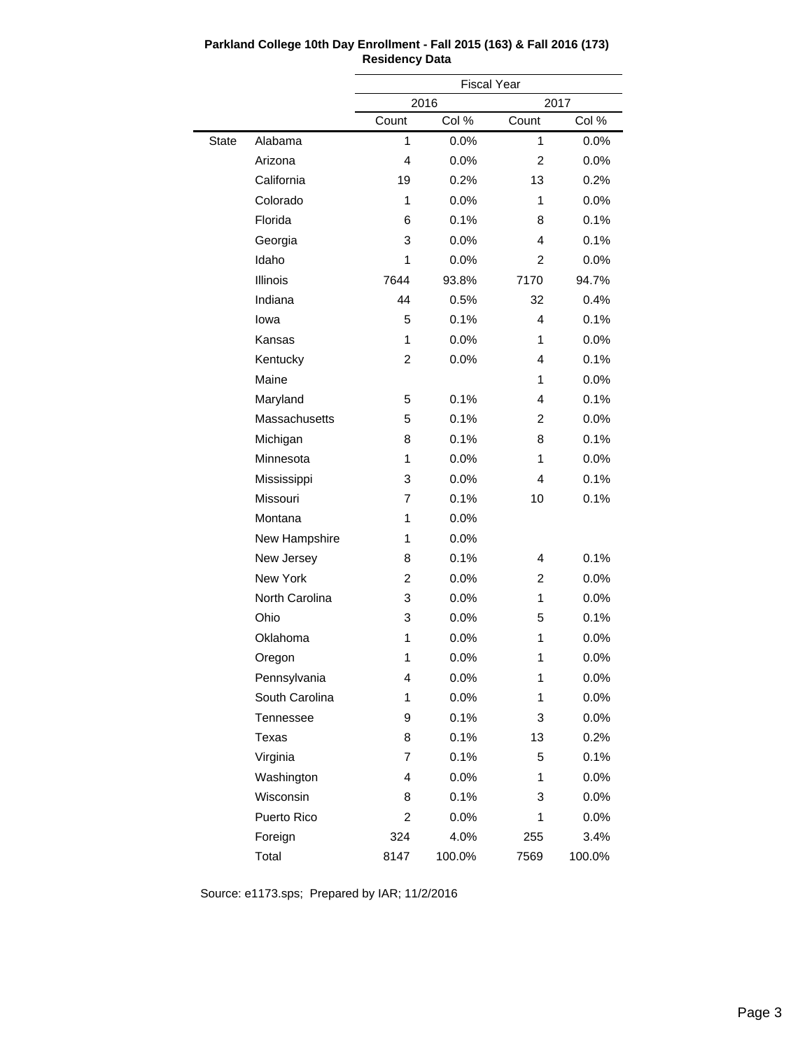**Parkland College 10th Day Enrollment - Fall 2015 (163) & Fall 2016 (173)**
**Residency Data**

| | | Fiscal Year | | | |
|---|---|---|---|---|---|
| | | 2016 | | 2017 | |
| | | Count | Col % | Count | Col % |
| State | Alabama | 1 | 0.0% | 1 | 0.0% |
| | Arizona | 4 | 0.0% | 2 | 0.0% |
| | California | 19 | 0.2% | 13 | 0.2% |
| | Colorado | 1 | 0.0% | 1 | 0.0% |
| | Florida | 6 | 0.1% | 8 | 0.1% |
| | Georgia | 3 | 0.0% | 4 | 0.1% |
| | Idaho | 1 | 0.0% | 2 | 0.0% |
| | Illinois | 7644 | 93.8% | 7170 | 94.7% |
| | Indiana | 44 | 0.5% | 32 | 0.4% |
| | Iowa | 5 | 0.1% | 4 | 0.1% |
| | Kansas | 1 | 0.0% | 1 | 0.0% |
| | Kentucky | 2 | 0.0% | 4 | 0.1% |
| | Maine | | | 1 | 0.0% |
| | Maryland | 5 | 0.1% | 4 | 0.1% |
| | Massachusetts | 5 | 0.1% | 2 | 0.0% |
| | Michigan | 8 | 0.1% | 8 | 0.1% |
| | Minnesota | 1 | 0.0% | 1 | 0.0% |
| | Mississippi | 3 | 0.0% | 4 | 0.1% |
| | Missouri | 7 | 0.1% | 10 | 0.1% |
| | Montana | 1 | 0.0% | | |
| | New Hampshire | 1 | 0.0% | | |
| | New Jersey | 8 | 0.1% | 4 | 0.1% |
| | New York | 2 | 0.0% | 2 | 0.0% |
| | North Carolina | 3 | 0.0% | 1 | 0.0% |
| | Ohio | 3 | 0.0% | 5 | 0.1% |
| | Oklahoma | 1 | 0.0% | 1 | 0.0% |
| | Oregon | 1 | 0.0% | 1 | 0.0% |
| | Pennsylvania | 4 | 0.0% | 1 | 0.0% |
| | South Carolina | 1 | 0.0% | 1 | 0.0% |
| | Tennessee | 9 | 0.1% | 3 | 0.0% |
| | Texas | 8 | 0.1% | 13 | 0.2% |
| | Virginia | 7 | 0.1% | 5 | 0.1% |
| | Washington | 4 | 0.0% | 1 | 0.0% |
| | Wisconsin | 8 | 0.1% | 3 | 0.0% |
| | Puerto Rico | 2 | 0.0% | 1 | 0.0% |
| | Foreign | 324 | 4.0% | 255 | 3.4% |
| | Total | 8147 | 100.0% | 7569 | 100.0% |

Source: e1173.sps; Prepared by IAR; 11/2/2016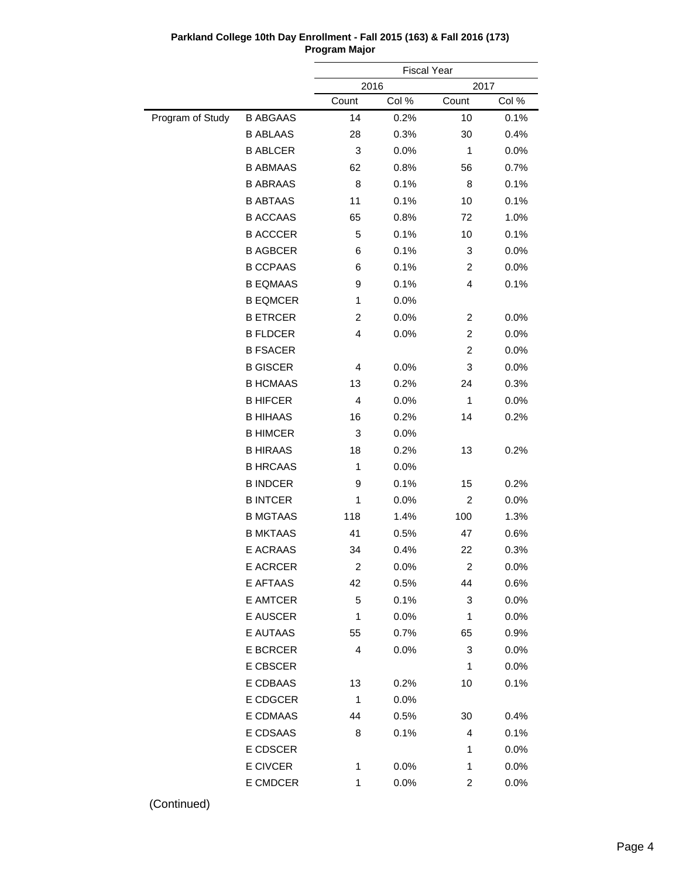**Parkland College 10th Day Enrollment - Fall 2015 (163) & Fall 2016 (173)**
**Program Major**

| | | Fiscal Year | | | |
|---|---|---|---|---|---|
| | | 2016 | | 2017 | |
| | | Count | Col % | Count | Col % |
| Program of Study | B ABGAAS | 14 | 0.2% | 10 | 0.1% |
| | B ABLAAS | 28 | 0.3% | 30 | 0.4% |
| | B ABLCER | 3 | 0.0% | 1 | 0.0% |
| | B ABMAAS | 62 | 0.8% | 56 | 0.7% |
| | B ABRAAS | 8 | 0.1% | 8 | 0.1% |
| | B ABTAAS | 11 | 0.1% | 10 | 0.1% |
| | B ACCAAS | 65 | 0.8% | 72 | 1.0% |
| | B ACCCER | 5 | 0.1% | 10 | 0.1% |
| | B AGBCER | 6 | 0.1% | 3 | 0.0% |
| | B CCPAAS | 6 | 0.1% | 2 | 0.0% |
| | B EQMAAS | 9 | 0.1% | 4 | 0.1% |
| | B EQMCER | 1 | 0.0% | | |
| | B ETRCER | 2 | 0.0% | 2 | 0.0% |
| | B FLDCER | 4 | 0.0% | 2 | 0.0% |
| | B FSACER | | | 2 | 0.0% |
| | B GISCER | 4 | 0.0% | 3 | 0.0% |
| | B HCMAAS | 13 | 0.2% | 24 | 0.3% |
| | B HIFCER | 4 | 0.0% | 1 | 0.0% |
| | B HIHAAS | 16 | 0.2% | 14 | 0.2% |
| | B HIMCER | 3 | 0.0% | | |
| | B HIRAAS | 18 | 0.2% | 13 | 0.2% |
| | B HRCAAS | 1 | 0.0% | | |
| | B INDCER | 9 | 0.1% | 15 | 0.2% |
| | B INTCER | 1 | 0.0% | 2 | 0.0% |
| | B MGTAAS | 118 | 1.4% | 100 | 1.3% |
| | B MKTAAS | 41 | 0.5% | 47 | 0.6% |
| | E ACRAAS | 34 | 0.4% | 22 | 0.3% |
| | E ACRCER | 2 | 0.0% | 2 | 0.0% |
| | E AFTAAS | 42 | 0.5% | 44 | 0.6% |
| | E AMTCER | 5 | 0.1% | 3 | 0.0% |
| | E AUSCER | 1 | 0.0% | 1 | 0.0% |
| | E AUTAAS | 55 | 0.7% | 65 | 0.9% |
| | E BCRCER | 4 | 0.0% | 3 | 0.0% |
| | E CBSCER | | | 1 | 0.0% |
| | E CDBAAS | 13 | 0.2% | 10 | 0.1% |
| | E CDGCER | 1 | 0.0% | | |
| | E CDMAAS | 44 | 0.5% | 30 | 0.4% |
| | E CDSAAS | 8 | 0.1% | 4 | 0.1% |
| | E CDSCER | | | 1 | 0.0% |
| | E CIVCER | 1 | 0.0% | 1 | 0.0% |
| | E CMDCER | 1 | 0.0% | 2 | 0.0% |

(Continued)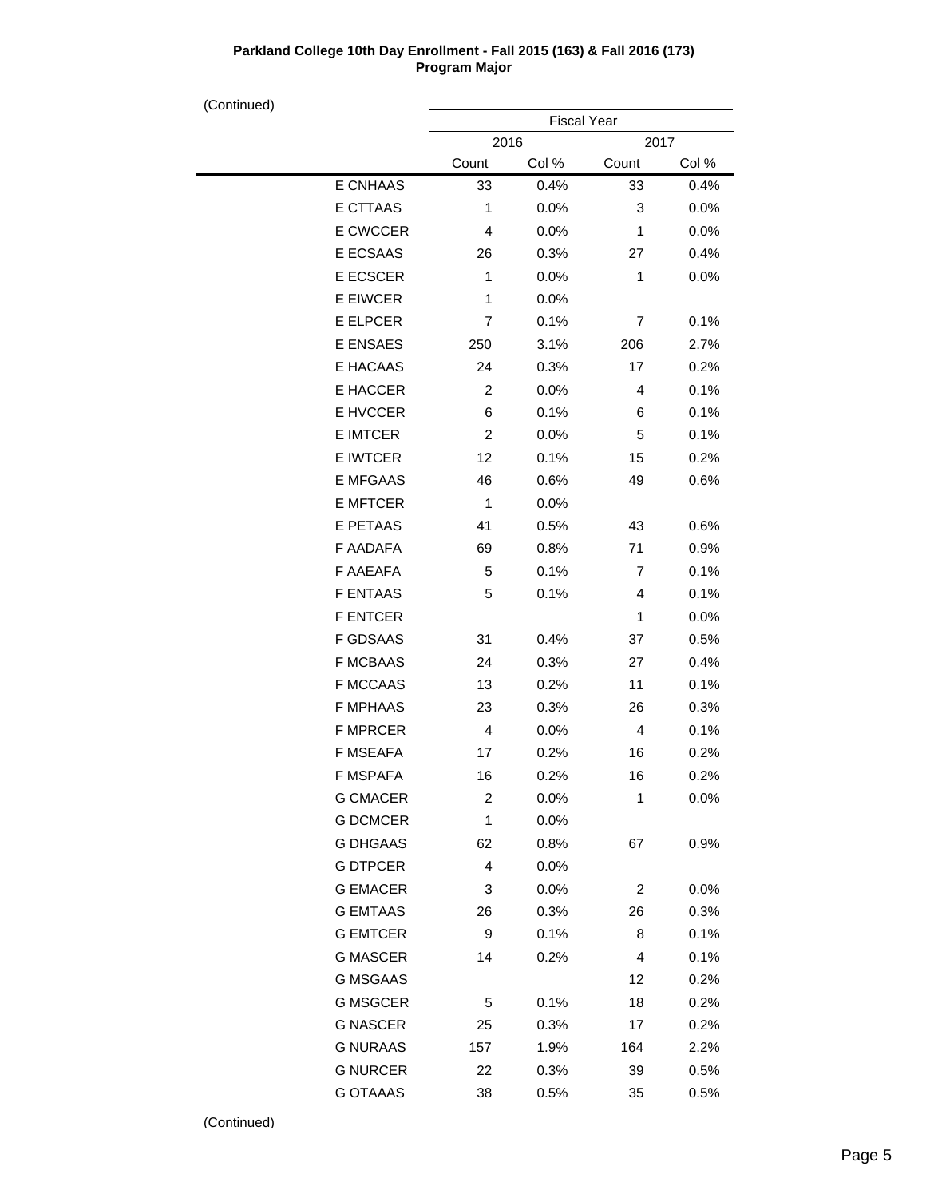**Parkland College 10th Day Enrollment - Fall 2015 (163) & Fall 2016 (173)**
**Program Major**

(Continued)

| | Fiscal Year | | | |
|---|---|---|---|---|
| | 2016 | | 2017 | |
| | Count | Col % | Count | Col % |
| E CNHAAS | 33 | 0.4% | 33 | 0.4% |
| E CTTAAS | 1 | 0.0% | 3 | 0.0% |
| E CWCCER | 4 | 0.0% | 1 | 0.0% |
| E ECSAAS | 26 | 0.3% | 27 | 0.4% |
| E ECSCER | 1 | 0.0% | 1 | 0.0% |
| E EIWCER | 1 | 0.0% | | |
| E ELPCER | 7 | 0.1% | 7 | 0.1% |
| E ENSAES | 250 | 3.1% | 206 | 2.7% |
| E HACAAS | 24 | 0.3% | 17 | 0.2% |
| E HACCER | 2 | 0.0% | 4 | 0.1% |
| E HVCCER | 6 | 0.1% | 6 | 0.1% |
| E IMTCER | 2 | 0.0% | 5 | 0.1% |
| E IWTCER | 12 | 0.1% | 15 | 0.2% |
| E MFGAAS | 46 | 0.6% | 49 | 0.6% |
| E MFTCER | 1 | 0.0% | | |
| E PETAAS | 41 | 0.5% | 43 | 0.6% |
| F AADAFA | 69 | 0.8% | 71 | 0.9% |
| F AAEAFA | 5 | 0.1% | 7 | 0.1% |
| F ENTAAS | 5 | 0.1% | 4 | 0.1% |
| F ENTCER | | | 1 | 0.0% |
| F GDSAAS | 31 | 0.4% | 37 | 0.5% |
| F MCBAAS | 24 | 0.3% | 27 | 0.4% |
| F MCCAAS | 13 | 0.2% | 11 | 0.1% |
| F MPHAAS | 23 | 0.3% | 26 | 0.3% |
| F MPRCER | 4 | 0.0% | 4 | 0.1% |
| F MSEAFA | 17 | 0.2% | 16 | 0.2% |
| F MSPAFA | 16 | 0.2% | 16 | 0.2% |
| G CMACER | 2 | 0.0% | 1 | 0.0% |
| G DCMCER | 1 | 0.0% | | |
| G DHGAAS | 62 | 0.8% | 67 | 0.9% |
| G DTPCER | 4 | 0.0% | | |
| G EMACER | 3 | 0.0% | 2 | 0.0% |
| G EMTAAS | 26 | 0.3% | 26 | 0.3% |
| G EMTCER | 9 | 0.1% | 8 | 0.1% |
| G MASCER | 14 | 0.2% | 4 | 0.1% |
| G MSGAAS | | | 12 | 0.2% |
| G MSGCER | 5 | 0.1% | 18 | 0.2% |
| G NASCER | 25 | 0.3% | 17 | 0.2% |
| G NURAAS | 157 | 1.9% | 164 | 2.2% |
| G NURCER | 22 | 0.3% | 39 | 0.5% |
| G OTAAAS | 38 | 0.5% | 35 | 0.5% |

(Continued)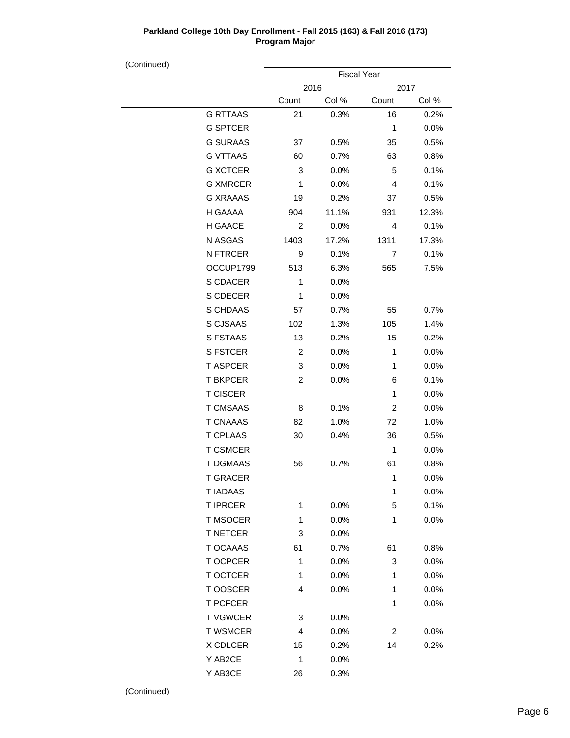**Parkland College 10th Day Enrollment - Fall 2015 (163) & Fall 2016 (173)**
**Program Major**

(Continued)

| | Fiscal Year | | | |
|---|---|---|---|---|
| | 2016 | | 2017 | |
| | Count | Col % | Count | Col % |
| G RTTAAS | 21 | 0.3% | 16 | 0.2% |
| G SPTCER | | | 1 | 0.0% |
| G SURAAS | 37 | 0.5% | 35 | 0.5% |
| G VTTAAS | 60 | 0.7% | 63 | 0.8% |
| G XCTCER | 3 | 0.0% | 5 | 0.1% |
| G XMRCER | 1 | 0.0% | 4 | 0.1% |
| G XRAAAS | 19 | 0.2% | 37 | 0.5% |
| H GAAAA | 904 | 11.1% | 931 | 12.3% |
| H GAACE | 2 | 0.0% | 4 | 0.1% |
| N ASGAS | 1403 | 17.2% | 1311 | 17.3% |
| N FTRCER | 9 | 0.1% | 7 | 0.1% |
| OCCUP1799 | 513 | 6.3% | 565 | 7.5% |
| S CDACER | 1 | 0.0% | | |
| S CDECER | 1 | 0.0% | | |
| S CHDAAS | 57 | 0.7% | 55 | 0.7% |
| S CJSAAS | 102 | 1.3% | 105 | 1.4% |
| S FSTAAS | 13 | 0.2% | 15 | 0.2% |
| S FSTCER | 2 | 0.0% | 1 | 0.0% |
| T ASPCER | 3 | 0.0% | 1 | 0.0% |
| T BKPCER | 2 | 0.0% | 6 | 0.1% |
| T CISCER | | | 1 | 0.0% |
| T CMSAAS | 8 | 0.1% | 2 | 0.0% |
| T CNAAAS | 82 | 1.0% | 72 | 1.0% |
| T CPLAAS | 30 | 0.4% | 36 | 0.5% |
| T CSMCER | | | 1 | 0.0% |
| T DGMAAS | 56 | 0.7% | 61 | 0.8% |
| T GRACER | | | 1 | 0.0% |
| T IADAAS | | | 1 | 0.0% |
| T IPRCER | 1 | 0.0% | 5 | 0.1% |
| T MSOCER | 1 | 0.0% | 1 | 0.0% |
| T NETCER | 3 | 0.0% | | |
| T OCAAAS | 61 | 0.7% | 61 | 0.8% |
| T OCPCER | 1 | 0.0% | 3 | 0.0% |
| T OCTCER | 1 | 0.0% | 1 | 0.0% |
| T OOSCER | 4 | 0.0% | 1 | 0.0% |
| T PCFCER | | | 1 | 0.0% |
| T VGWCER | 3 | 0.0% | | |
| T WSMCER | 4 | 0.0% | 2 | 0.0% |
| X CDLCER | 15 | 0.2% | 14 | 0.2% |
| Y AB2CE | 1 | 0.0% | | |
| Y AB3CE | 26 | 0.3% | | |

(Continued)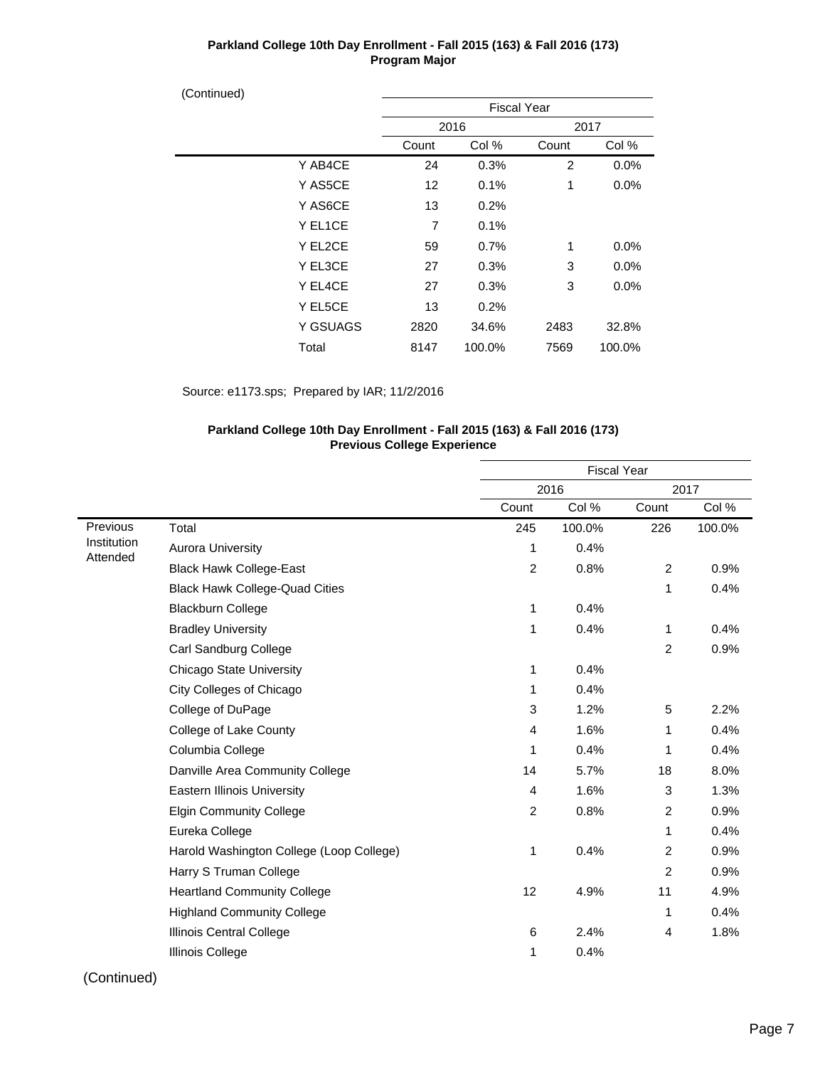**Parkland College 10th Day Enrollment - Fall 2015 (163) & Fall 2016 (173)**
**Program Major**

(Continued)

| | Fiscal Year | | | |
|---|---|---|---|---|
| | 2016 | | 2017 | |
| | Count | Col % | Count | Col % |
| Y AB4CE | 24 | 0.3% | 2 | 0.0% |
| Y AS5CE | 12 | 0.1% | 1 | 0.0% |
| Y AS6CE | 13 | 0.2% | | |
| Y EL1CE | 7 | 0.1% | | |
| Y EL2CE | 59 | 0.7% | 1 | 0.0% |
| Y EL3CE | 27 | 0.3% | 3 | 0.0% |
| Y EL4CE | 27 | 0.3% | 3 | 0.0% |
| Y EL5CE | 13 | 0.2% | | |
| Y GSUAGS | 2820 | 34.6% | 2483 | 32.8% |
| Total | 8147 | 100.0% | 7569 | 100.0% |

Source: e1173.sps; Prepared by IAR; 11/2/2016

**Parkland College 10th Day Enrollment - Fall 2015 (163) & Fall 2016 (173)**
**Previous College Experience**

| | | Fiscal Year | | | |
|---|---|---|---|---|---|
| | | 2016 | | 2017 | |
| | | Count | Col % | Count | Col % |
| Previous Institution Attended | Total | 245 | 100.0% | 226 | 100.0% |
| | Aurora University | 1 | 0.4% | | |
| | Black Hawk College-East | 2 | 0.8% | 2 | 0.9% |
| | Black Hawk College-Quad Cities | | | 1 | 0.4% |
| | Blackburn College | 1 | 0.4% | | |
| | Bradley University | 1 | 0.4% | 1 | 0.4% |
| | Carl Sandburg College | | | 2 | 0.9% |
| | Chicago State University | 1 | 0.4% | | |
| | City Colleges of Chicago | 1 | 0.4% | | |
| | College of DuPage | 3 | 1.2% | 5 | 2.2% |
| | College of Lake County | 4 | 1.6% | 1 | 0.4% |
| | Columbia College | 1 | 0.4% | 1 | 0.4% |
| | Danville Area Community College | 14 | 5.7% | 18 | 8.0% |
| | Eastern Illinois University | 4 | 1.6% | 3 | 1.3% |
| | Elgin Community College | 2 | 0.8% | 2 | 0.9% |
| | Eureka College | | | 1 | 0.4% |
| | Harold Washington College (Loop College) | 1 | 0.4% | 2 | 0.9% |
| | Harry S Truman College | | | 2 | 0.9% |
| | Heartland Community College | 12 | 4.9% | 11 | 4.9% |
| | Highland Community College | | | 1 | 0.4% |
| | Illinois Central College | 6 | 2.4% | 4 | 1.8% |
| | Illinois College | 1 | 0.4% | | |

(Continued)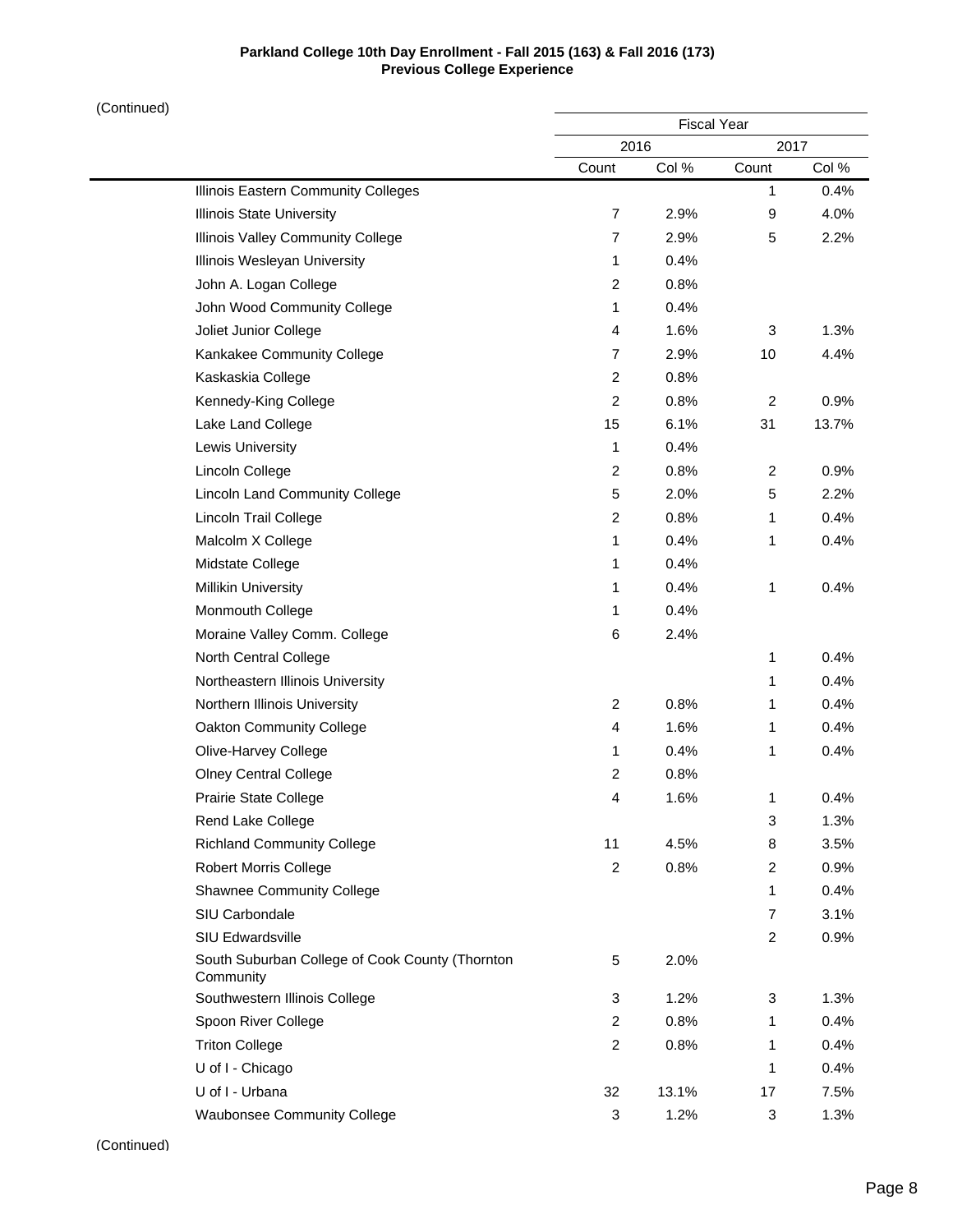**Parkland College 10th Day Enrollment - Fall 2015 (163) & Fall 2016 (173)**
**Previous College Experience**

(Continued)

| | Fiscal Year | | | |
|---|---|---|---|---|
| | 2016 | | 2017 | |
| | Count | Col % | Count | Col % |
| Illinois Eastern Community Colleges | | | 1 | 0.4% |
| Illinois State University | 7 | 2.9% | 9 | 4.0% |
| Illinois Valley Community College | 7 | 2.9% | 5 | 2.2% |
| Illinois Wesleyan University | 1 | 0.4% | | |
| John A. Logan College | 2 | 0.8% | | |
| John Wood Community College | 1 | 0.4% | | |
| Joliet Junior College | 4 | 1.6% | 3 | 1.3% |
| Kankakee Community College | 7 | 2.9% | 10 | 4.4% |
| Kaskaskia College | 2 | 0.8% | | |
| Kennedy-King College | 2 | 0.8% | 2 | 0.9% |
| Lake Land College | 15 | 6.1% | 31 | 13.7% |
| Lewis University | 1 | 0.4% | | |
| Lincoln College | 2 | 0.8% | 2 | 0.9% |
| Lincoln Land Community College | 5 | 2.0% | 5 | 2.2% |
| Lincoln Trail College | 2 | 0.8% | 1 | 0.4% |
| Malcolm X College | 1 | 0.4% | 1 | 0.4% |
| Midstate College | 1 | 0.4% | | |
| Millikin University | 1 | 0.4% | 1 | 0.4% |
| Monmouth College | 1 | 0.4% | | |
| Moraine Valley Comm. College | 6 | 2.4% | | |
| North Central College | | | 1 | 0.4% |
| Northeastern Illinois University | | | 1 | 0.4% |
| Northern Illinois University | 2 | 0.8% | 1 | 0.4% |
| Oakton Community College | 4 | 1.6% | 1 | 0.4% |
| Olive-Harvey College | 1 | 0.4% | 1 | 0.4% |
| Olney Central College | 2 | 0.8% | | |
| Prairie State College | 4 | 1.6% | 1 | 0.4% |
| Rend Lake College | | | 3 | 1.3% |
| Richland Community College | 11 | 4.5% | 8 | 3.5% |
| Robert Morris College | 2 | 0.8% | 2 | 0.9% |
| Shawnee Community College | | | 1 | 0.4% |
| SIU Carbondale | | | 7 | 3.1% |
| SIU Edwardsville | | | 2 | 0.9% |
| South Suburban College of Cook County (Thornton Community | 5 | 2.0% | | |
| Southwestern Illinois College | 3 | 1.2% | 3 | 1.3% |
| Spoon River College | 2 | 0.8% | 1 | 0.4% |
| Triton College | 2 | 0.8% | 1 | 0.4% |
| U of I - Chicago | | | 1 | 0.4% |
| U of I - Urbana | 32 | 13.1% | 17 | 7.5% |
| Waubonsee Community College | 3 | 1.2% | 3 | 1.3% |

(Continued)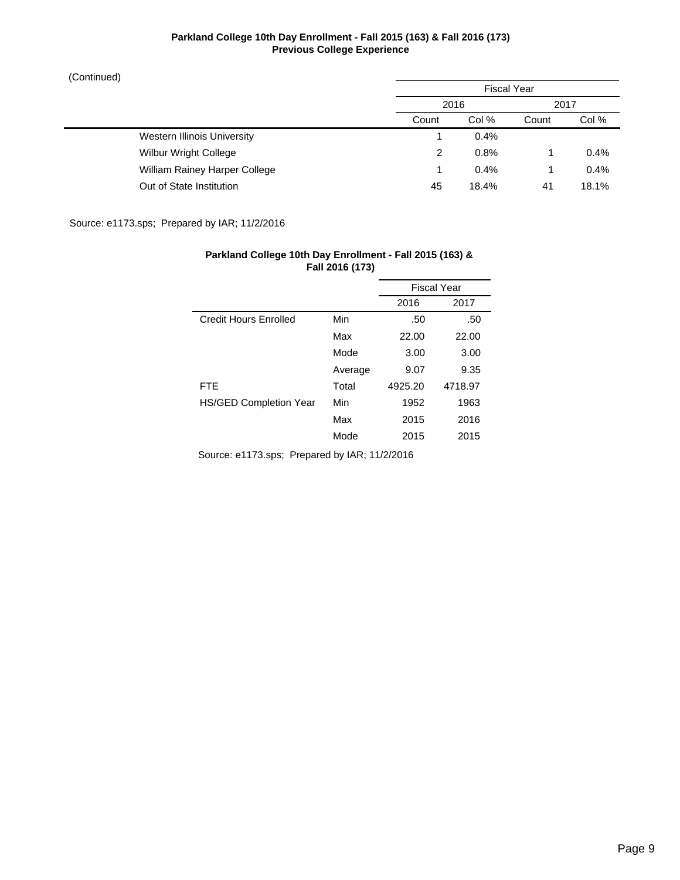**Parkland College 10th Day Enrollment - Fall 2015 (163) & Fall 2016 (173)**
**Previous College Experience**

(Continued)

| | Fiscal Year | | | |
|---|---|---|---|---|
| | 2016 | | 2017 | |
| | Count | Col % | Count | Col % |
| Western Illinois University | 1 | 0.4% | | |
| Wilbur Wright College | 2 | 0.8% | 1 | 0.4% |
| William Rainey Harper College | 1 | 0.4% | 1 | 0.4% |
| Out of State Institution | 45 | 18.4% | 41 | 18.1% |

Source: e1173.sps; Prepared by IAR; 11/2/2016

**Parkland College 10th Day Enrollment - Fall 2015 (163) & Fall 2016 (173)**

| | | Fiscal Year | |
|---|---|---|---|
| | | 2016 | 2017 |
| Credit Hours Enrolled | Min | .50 | .50 |
| | Max | 22.00 | 22.00 |
| | Mode | 3.00 | 3.00 |
| | Average | 9.07 | 9.35 |
| FTE | Total | 4925.20 | 4718.97 |
| HS/GED Completion Year | Min | 1952 | 1963 |
| | Max | 2015 | 2016 |
| | Mode | 2015 | 2015 |

Source: e1173.sps; Prepared by IAR; 11/2/2016